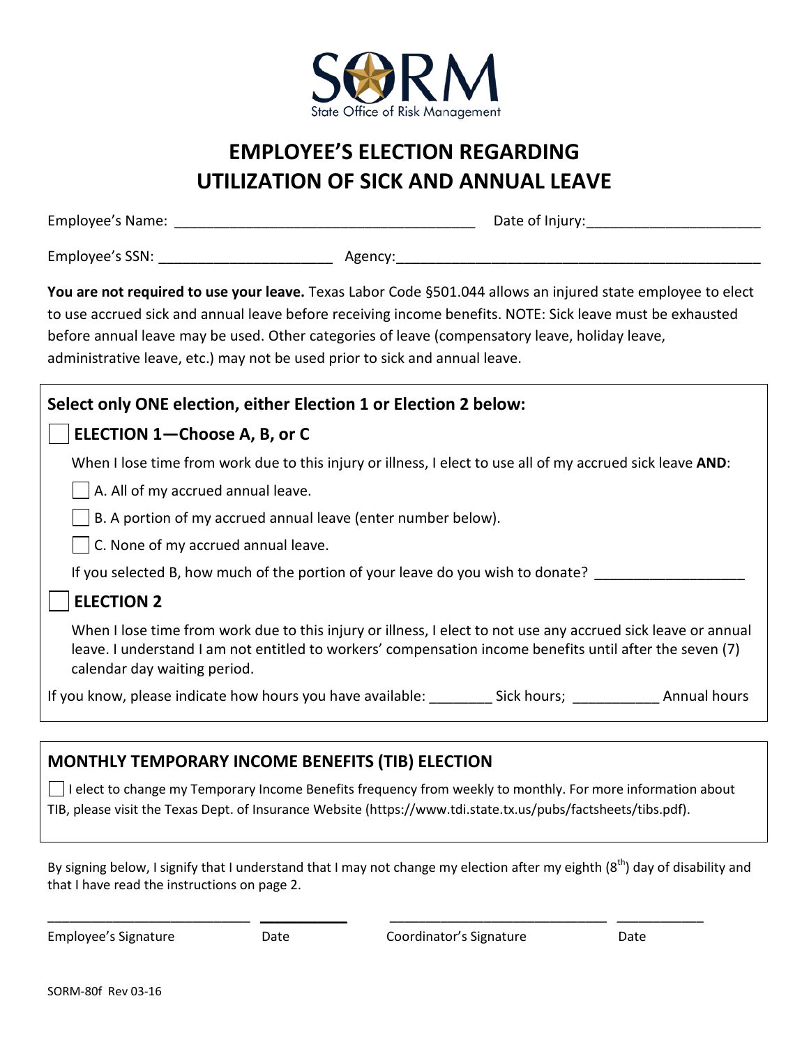SORM
State Office of Risk Management

# EMPLOYEE'S ELECTION REGARDING UTILIZATION OF SICK AND ANNUAL LEAVE

Employee's Name: ______________________________________ Date of Injury:_____________________

Employee's SSN: _____________________ Agency:_______________________________________________

**You are not required to use your leave.** Texas Labor Code §501.044 allows an injured state employee to elect to use accrued sick and annual leave before receiving income benefits. NOTE: Sick leave must be exhausted before annual leave may be used. Other categories of leave (compensatory leave, holiday leave, administrative leave, etc.) may not be used prior to sick and annual leave.

### Select only ONE election, either Election 1 or Election 2 below:

☐ **ELECTION 1—Choose A, B, or C**

When I lose time from work due to this injury or illness, I elect to use all of my accrued sick leave **AND**:

- ☐ A. All of my accrued annual leave.
- ☐ B. A portion of my accrued annual leave (enter number below).
- ☐ C. None of my accrued annual leave.

If you selected B, how much of the portion of your leave do you wish to donate? __________________

☐ **ELECTION 2**

When I lose time from work due to this injury or illness, I elect to not use any accrued sick leave or annual leave. I understand I am not entitled to workers' compensation income benefits until after the seven (7) calendar day waiting period.

If you know, please indicate how hours you have available: ________ Sick hours; ___________ Annual hours

### MONTHLY TEMPORARY INCOME BENEFITS (TIB) ELECTION

☐ I elect to change my Temporary Income Benefits frequency from weekly to monthly. For more information about TIB, please visit the Texas Dept. of Insurance Website (https://www.tdi.state.tx.us/pubs/factsheets/tibs.pdf).

By signing below, I signify that I understand that I may not change my election after my eighth (8th) day of disability and that I have read the instructions on page 2.

___________________________ ___________ ______________________________ ____________

Employee's Signature Date Coordinator's Signature Date

SORM-80f Rev 03-16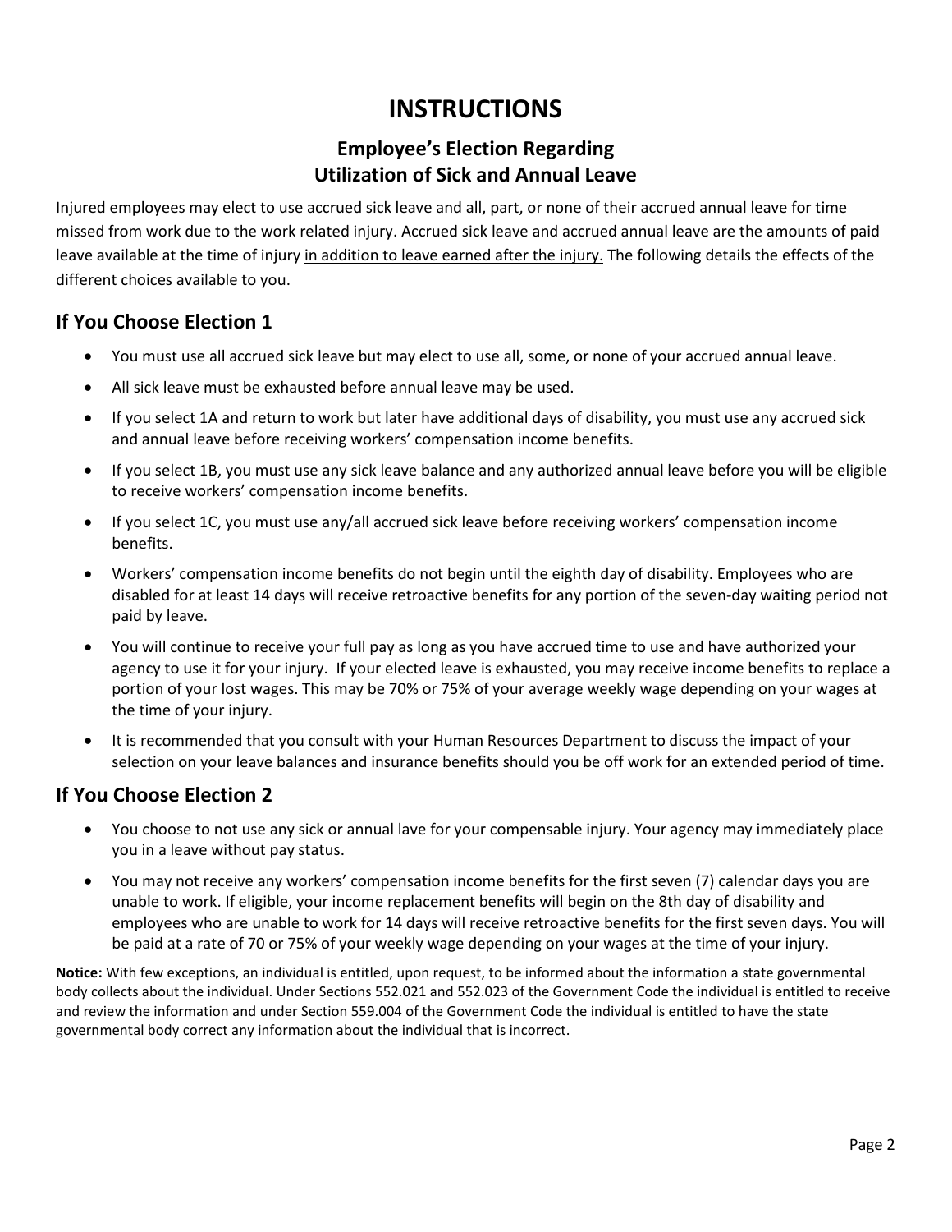# INSTRUCTIONS

## Employee's Election Regarding Utilization of Sick and Annual Leave

Injured employees may elect to use accrued sick leave and all, part, or none of their accrued annual leave for time missed from work due to the work related injury. Accrued sick leave and accrued annual leave are the amounts of paid leave available at the time of injury <u>in addition to leave earned after the injury.</u> The following details the effects of the different choices available to you.

## If You Choose Election 1

- You must use all accrued sick leave but may elect to use all, some, or none of your accrued annual leave.
- All sick leave must be exhausted before annual leave may be used.
- If you select 1A and return to work but later have additional days of disability, you must use any accrued sick and annual leave before receiving workers' compensation income benefits.
- If you select 1B, you must use any sick leave balance and any authorized annual leave before you will be eligible to receive workers' compensation income benefits.
- If you select 1C, you must use any/all accrued sick leave before receiving workers' compensation income benefits.
- Workers' compensation income benefits do not begin until the eighth day of disability. Employees who are disabled for at least 14 days will receive retroactive benefits for any portion of the seven-day waiting period not paid by leave.
- You will continue to receive your full pay as long as you have accrued time to use and have authorized your agency to use it for your injury. If your elected leave is exhausted, you may receive income benefits to replace a portion of your lost wages. This may be 70% or 75% of your average weekly wage depending on your wages at the time of your injury.
- It is recommended that you consult with your Human Resources Department to discuss the impact of your selection on your leave balances and insurance benefits should you be off work for an extended period of time.

## If You Choose Election 2

- You choose to not use any sick or annual lave for your compensable injury. Your agency may immediately place you in a leave without pay status.
- You may not receive any workers' compensation income benefits for the first seven (7) calendar days you are unable to work. If eligible, your income replacement benefits will begin on the 8th day of disability and employees who are unable to work for 14 days will receive retroactive benefits for the first seven days. You will be paid at a rate of 70 or 75% of your weekly wage depending on your wages at the time of your injury.

**Notice:** With few exceptions, an individual is entitled, upon request, to be informed about the information a state governmental body collects about the individual. Under Sections 552.021 and 552.023 of the Government Code the individual is entitled to receive and review the information and under Section 559.004 of the Government Code the individual is entitled to have the state governmental body correct any information about the individual that is incorrect.